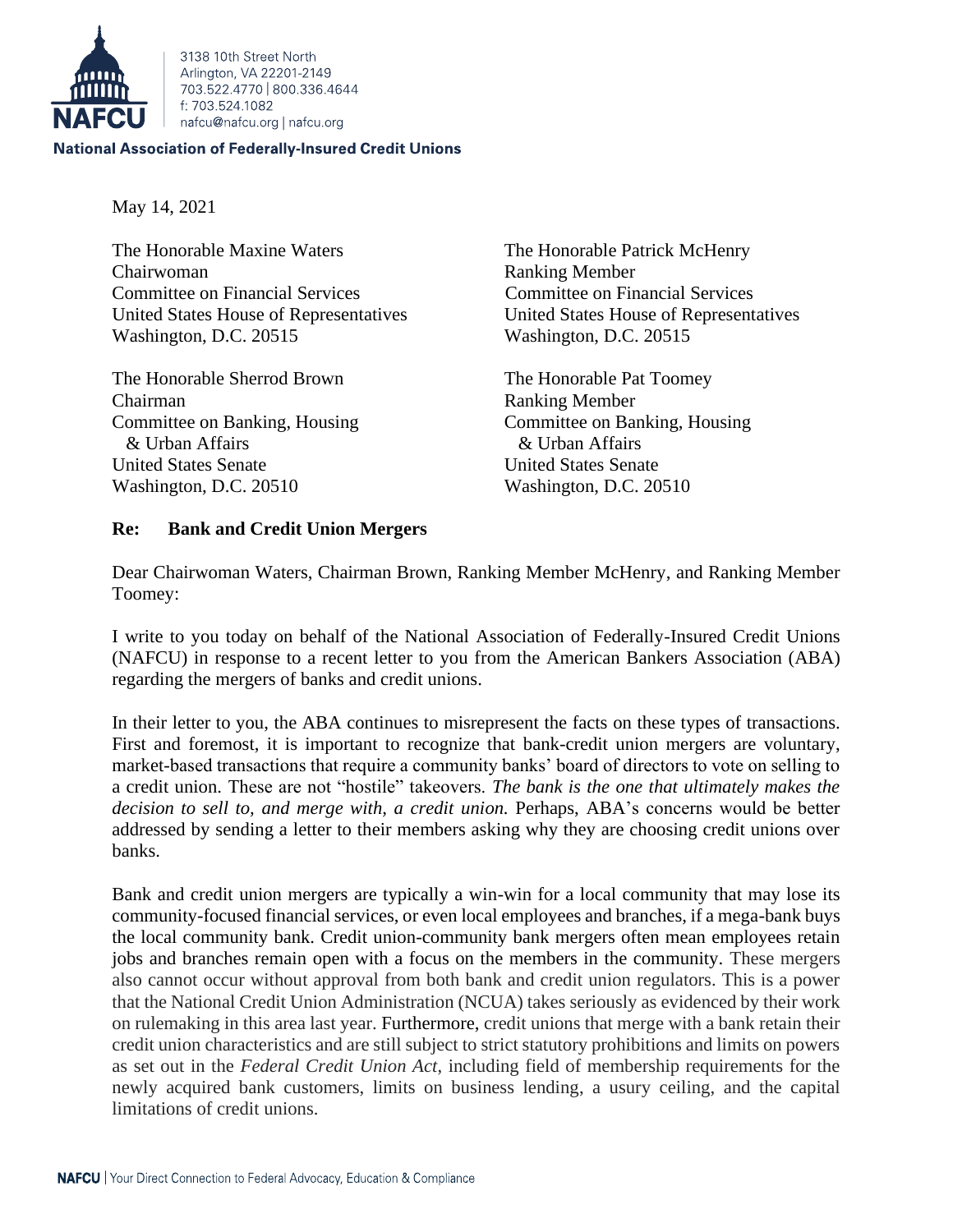3138 10th Street North
Arlington, VA 22201-2149
703.522.4770 | 800.336.4644
f: 703.524.1082
nafcu@nafcu.org | nafcu.org

**National Association of Federally-Insured Credit Unions**

May 14, 2021

The Honorable Maxine Waters
Chairwoman
Committee on Financial Services
United States House of Representatives
Washington, D.C. 20515

The Honorable Patrick McHenry
Ranking Member
Committee on Financial Services
United States House of Representatives
Washington, D.C. 20515

The Honorable Sherrod Brown
Chairman
Committee on Banking, Housing & Urban Affairs
United States Senate
Washington, D.C. 20510

The Honorable Pat Toomey
Ranking Member
Committee on Banking, Housing & Urban Affairs
United States Senate
Washington, D.C. 20510

**Re: Bank and Credit Union Mergers**

Dear Chairwoman Waters, Chairman Brown, Ranking Member McHenry, and Ranking Member Toomey:

I write to you today on behalf of the National Association of Federally-Insured Credit Unions (NAFCU) in response to a recent letter to you from the American Bankers Association (ABA) regarding the mergers of banks and credit unions.

In their letter to you, the ABA continues to misrepresent the facts on these types of transactions. First and foremost, it is important to recognize that bank-credit union mergers are voluntary, market-based transactions that require a community banks' board of directors to vote on selling to a credit union. These are not "hostile" takeovers. *The bank is the one that ultimately makes the decision to sell to, and merge with, a credit union.* Perhaps, ABA's concerns would be better addressed by sending a letter to their members asking why they are choosing credit unions over banks.

Bank and credit union mergers are typically a win-win for a local community that may lose its community-focused financial services, or even local employees and branches, if a mega-bank buys the local community bank. Credit union-community bank mergers often mean employees retain jobs and branches remain open with a focus on the members in the community. These mergers also cannot occur without approval from both bank and credit union regulators. This is a power that the National Credit Union Administration (NCUA) takes seriously as evidenced by their work on rulemaking in this area last year. Furthermore, credit unions that merge with a bank retain their credit union characteristics and are still subject to strict statutory prohibitions and limits on powers as set out in the *Federal Credit Union Act*, including field of membership requirements for the newly acquired bank customers, limits on business lending, a usury ceiling, and the capital limitations of credit unions.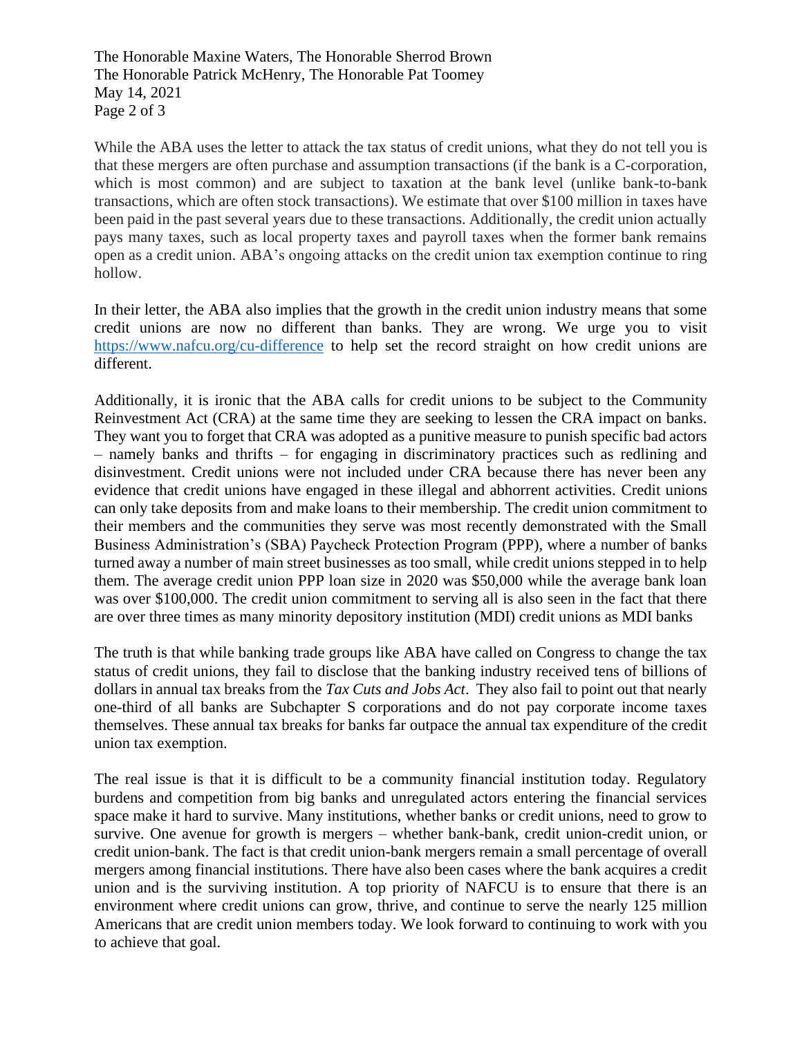While the ABA uses the letter to attack the tax status of credit unions, what they do not tell you is that these mergers are often purchase and assumption transactions (if the bank is a C-corporation, which is most common) and are subject to taxation at the bank level (unlike bank-to-bank transactions, which are often stock transactions). We estimate that over $100 million in taxes have been paid in the past several years due to these transactions. Additionally, the credit union actually pays many taxes, such as local property taxes and payroll taxes when the former bank remains open as a credit union. ABA's ongoing attacks on the credit union tax exemption continue to ring hollow.

In their letter, the ABA also implies that the growth in the credit union industry means that some credit unions are now no different than banks. They are wrong. We urge you to visit https://www.nafcu.org/cu-difference to help set the record straight on how credit unions are different.

Additionally, it is ironic that the ABA calls for credit unions to be subject to the Community Reinvestment Act (CRA) at the same time they are seeking to lessen the CRA impact on banks. They want you to forget that CRA was adopted as a punitive measure to punish specific bad actors – namely banks and thrifts – for engaging in discriminatory practices such as redlining and disinvestment. Credit unions were not included under CRA because there has never been any evidence that credit unions have engaged in these illegal and abhorrent activities. Credit unions can only take deposits from and make loans to their membership. The credit union commitment to their members and the communities they serve was most recently demonstrated with the Small Business Administration's (SBA) Paycheck Protection Program (PPP), where a number of banks turned away a number of main street businesses as too small, while credit unions stepped in to help them. The average credit union PPP loan size in 2020 was $50,000 while the average bank loan was over $100,000. The credit union commitment to serving all is also seen in the fact that there are over three times as many minority depository institution (MDI) credit unions as MDI banks

The truth is that while banking trade groups like ABA have called on Congress to change the tax status of credit unions, they fail to disclose that the banking industry received tens of billions of dollars in annual tax breaks from the *Tax Cuts and Jobs Act*. They also fail to point out that nearly one-third of all banks are Subchapter S corporations and do not pay corporate income taxes themselves. These annual tax breaks for banks far outpace the annual tax expenditure of the credit union tax exemption.

The real issue is that it is difficult to be a community financial institution today. Regulatory burdens and competition from big banks and unregulated actors entering the financial services space make it hard to survive. Many institutions, whether banks or credit unions, need to grow to survive. One avenue for growth is mergers – whether bank-bank, credit union-credit union, or credit union-bank. The fact is that credit union-bank mergers remain a small percentage of overall mergers among financial institutions. There have also been cases where the bank acquires a credit union and is the surviving institution. A top priority of NAFCU is to ensure that there is an environment where credit unions can grow, thrive, and continue to serve the nearly 125 million Americans that are credit union members today. We look forward to continuing to work with you to achieve that goal.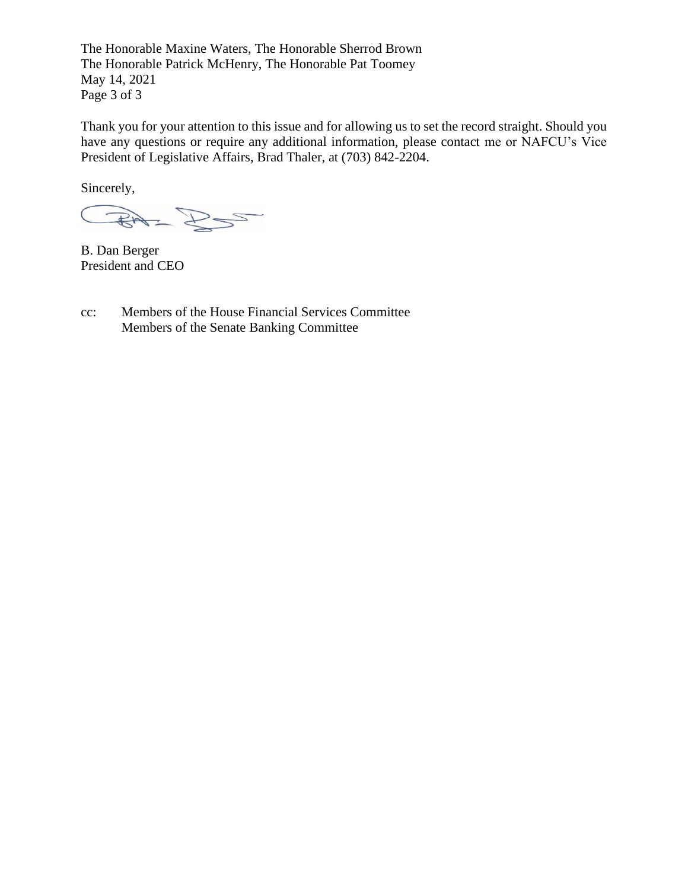Thank you for your attention to this issue and for allowing us to set the record straight. Should you have any questions or require any additional information, please contact me or NAFCU's Vice President of Legislative Affairs, Brad Thaler, at (703) 842-2204.

Sincerely,

B. Dan Berger
President and CEO

cc: Members of the House Financial Services Committee
Members of the Senate Banking Committee